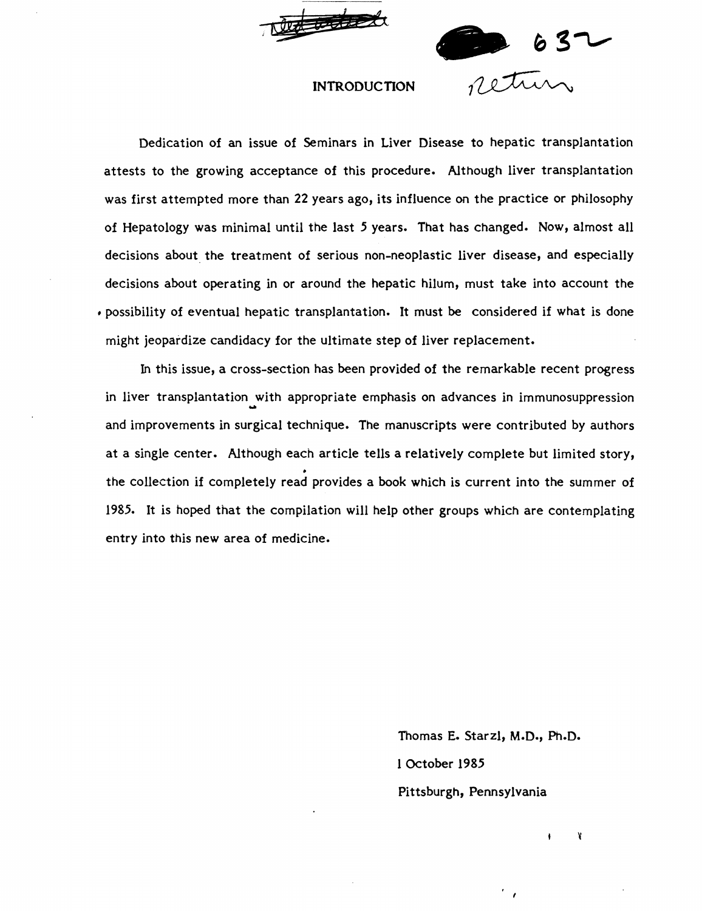# INTRODUCTION

Dedication of an issue of Seminars in Liver Disease to hepatic transplantation attests to the growing acceptance of this procedure. Although liver transplantation was first attempted more than 22 years ago, its influence on the practice or philosophy of Hepatology was minimal until the last 5 years. That has changed. Now, almost all decisions about the treatment of serious non-neoplastic liver disease, and especially decisions about operating in or around the hepatic hilum, must take into account the possibility of eventual hepatic transplantation. It must be considered if what is done might jeopardize candidacy for the ultimate step of liver replacement.

In this issue, a cross-section has been provided of the remarkable recent progress in liver transplantation with appropriate emphasis on advances in immunosuppression and improvements in surgical technique. The manuscripts were contributed by authors at a single center. Although each article tells a relatively complete but limited story, the collection if completely read provides a book which is current into the summer of 1985. It is hoped that the compilation will help other groups which are contemplating entry into this new area of medicine.

Thomas E. Starzl, M.D., Ph.D.

1 October 1985

Pittsburgh, Pennsylvania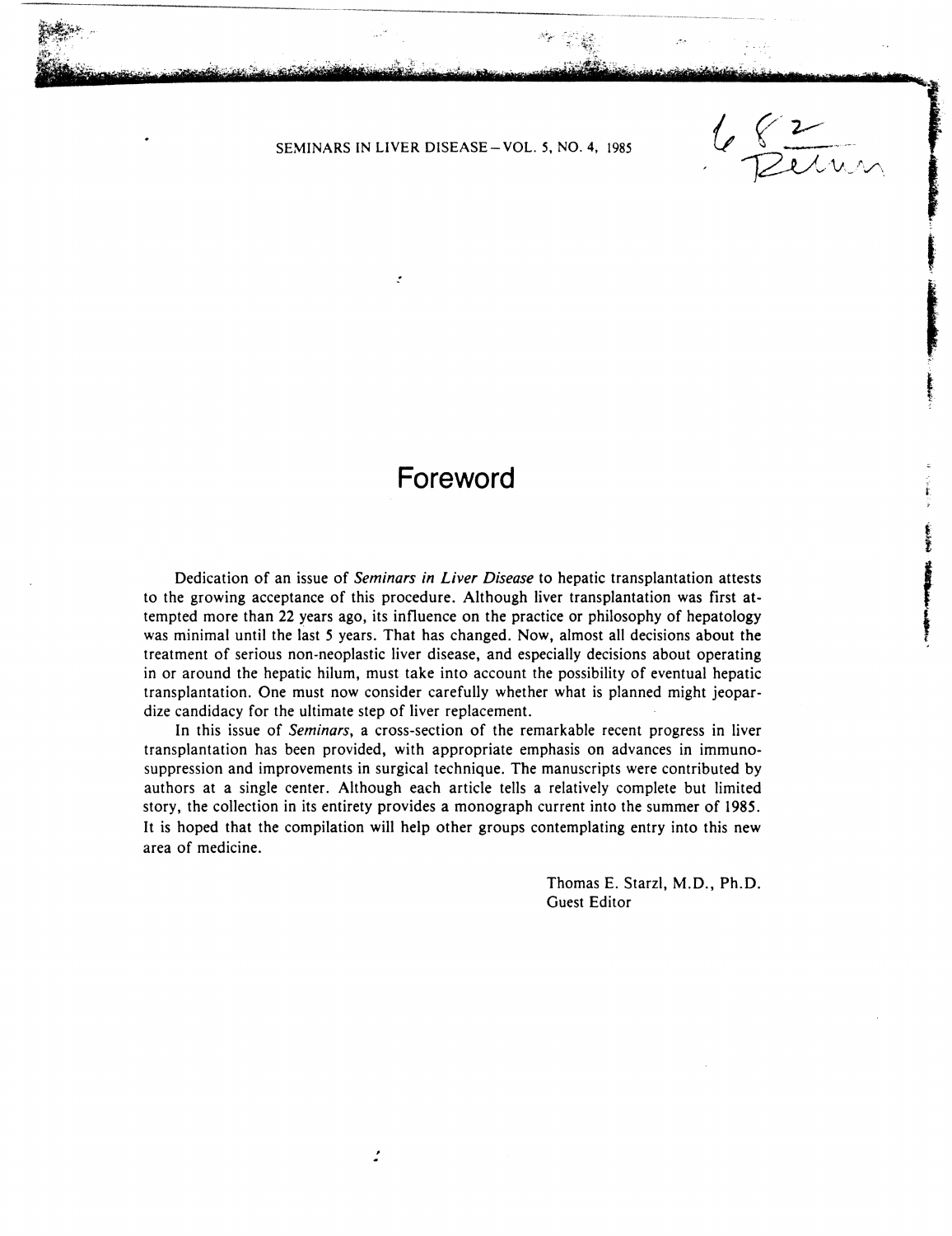# Foreword

Dedication of an issue of *Seminars in Liver Disease* to hepatic transplantation attests to the growing acceptance of this procedure. Although liver transplantation was first attempted more than 22 years ago, its influence on the practice or philosophy of hepatology was minimal until the last 5 years. That has changed. Now, almost all decisions about the treatment of serious non-neoplastic liver disease, and especially decisions about operating in or around the hepatic hilum, must take into account the possibility of eventual hepatic transplantation. One must now consider carefully whether what is planned might jeopardize candidacy for the ultimate step of liver replacement.

In this issue of *Seminars*, a cross-section of the remarkable recent progress in liver transplantation has been provided, with appropriate emphasis on advances in immunosuppression and improvements in surgical technique. The manuscripts were contributed by authors at a single center. Although each article tells a relatively complete but limited story, the collection in its entirety provides a monograph current into the summer of 1985. It is hoped that the compilation will help other groups contemplating entry into this new area of medicine.

Thomas E. Starzl, M.D., Ph.D.
Guest Editor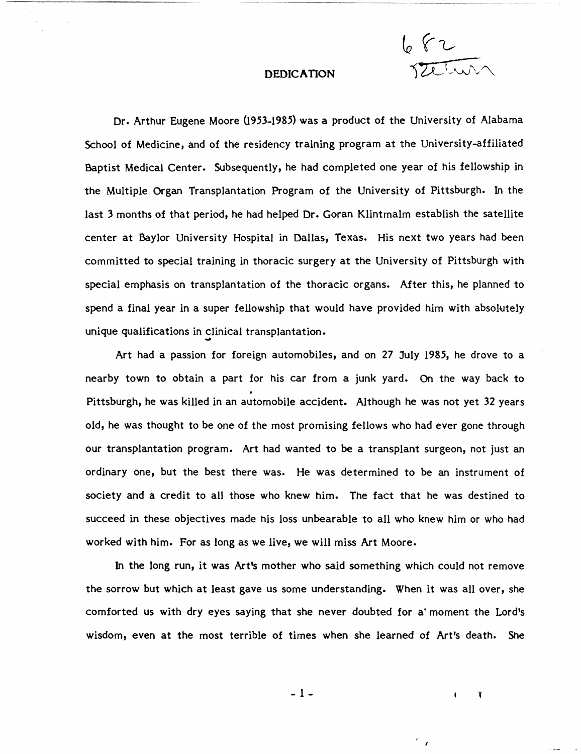## DEDICATION

Dr. Arthur Eugene Moore (1953-1985) was a product of the University of Alabama School of Medicine, and of the residency training program at the University-affiliated Baptist Medical Center. Subsequently, he had completed one year of his fellowship in the Multiple Organ Transplantation Program of the University of Pittsburgh. In the last 3 months of that period, he had helped Dr. Goran Klintmalm establish the satellite center at Baylor University Hospital in Dallas, Texas. His next two years had been committed to special training in thoracic surgery at the University of Pittsburgh with special emphasis on transplantation of the thoracic organs. After this, he planned to spend a final year in a super fellowship that would have provided him with absolutely unique qualifications in clinical transplantation.

Art had a passion for foreign automobiles, and on 27 July 1985, he drove to a nearby town to obtain a part for his car from a junk yard. On the way back to Pittsburgh, he was killed in an automobile accident. Although he was not yet 32 years old, he was thought to be one of the most promising fellows who had ever gone through our transplantation program. Art had wanted to be a transplant surgeon, not just an ordinary one, but the best there was. He was determined to be an instrument of society and a credit to all those who knew him. The fact that he was destined to succeed in these objectives made his loss unbearable to all who knew him or who had worked with him. For as long as we live, we will miss Art Moore.

In the long run, it was Art's mother who said something which could not remove the sorrow but which at least gave us some understanding. When it was all over, she comforted us with dry eyes saying that she never doubted for a moment the Lord's wisdom, even at the most terrible of times when she learned of Art's death. She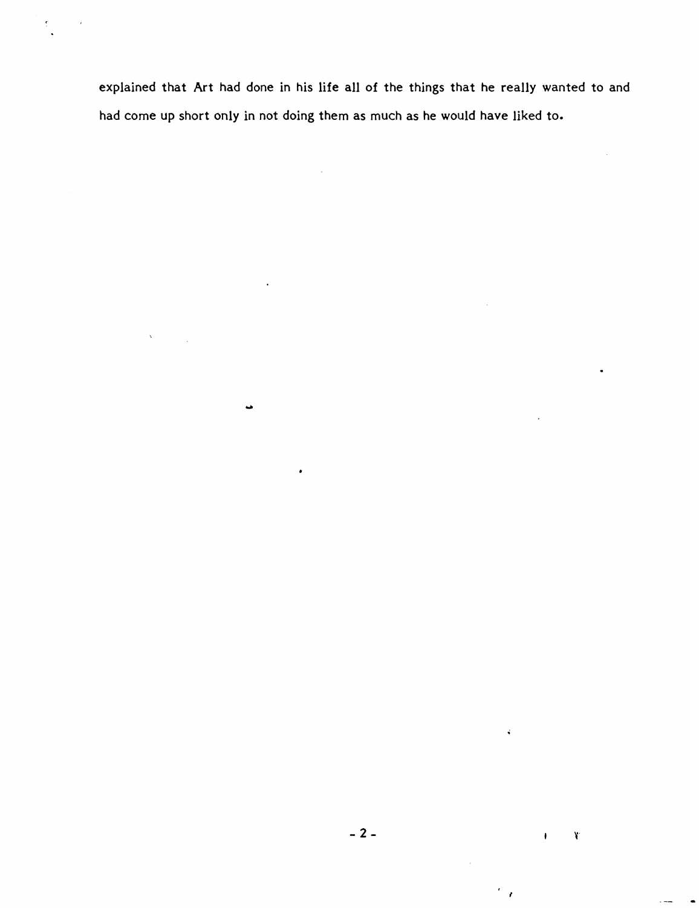explained that Art had done in his life all of the things that he really wanted to and had come up short only in not doing them as much as he would have liked to.